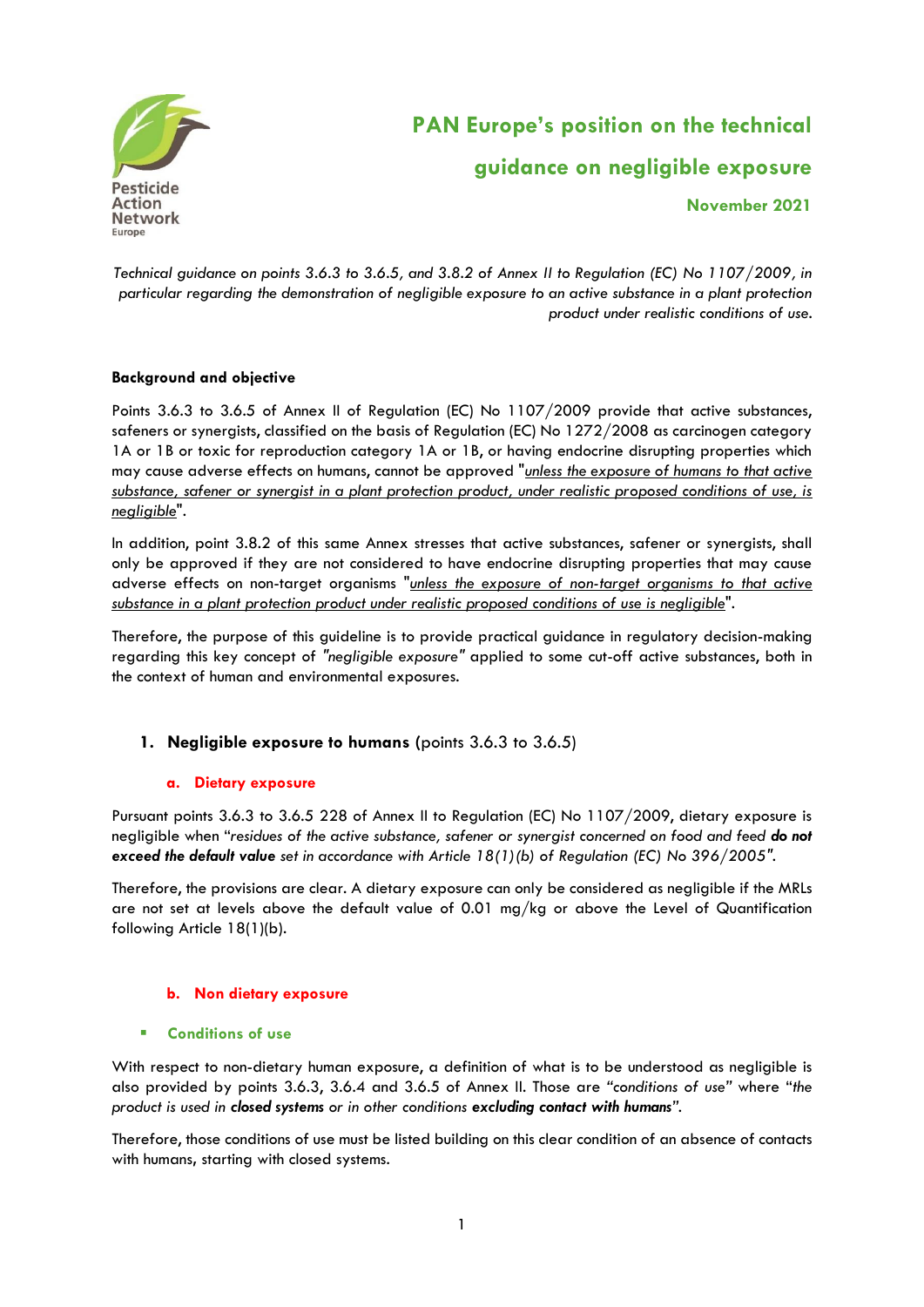Pesticide Action Network Europe

# PAN Europe's position on the technical guidance on negligible exposure

**November 2021**

*Technical guidance on points 3.6.3 to 3.6.5, and 3.8.2 of Annex II to Regulation (EC) No 1107/2009, in particular regarding the demonstration of negligible exposure to an active substance in a plant protection product under realistic conditions of use.*

**Background and objective**

Points 3.6.3 to 3.6.5 of Annex II of Regulation (EC) No 1107/2009 provide that active substances, safeners or synergists, classified on the basis of Regulation (EC) No 1272/2008 as carcinogen category 1A or 1B or toxic for reproduction category 1A or 1B, or having endocrine disrupting properties which may cause adverse effects on humans, cannot be approved "*unless the exposure of humans to that active substance, safener or synergist in a plant protection product, under realistic proposed conditions of use, is negligible*".

In addition, point 3.8.2 of this same Annex stresses that active substances, safener or synergists, shall only be approved if they are not considered to have endocrine disrupting properties that may cause adverse effects on non-target organisms "*unless the exposure of non-target organisms to that active substance in a plant protection product under realistic proposed conditions of use is negligible*".

Therefore, the purpose of this guideline is to provide practical guidance in regulatory decision-making regarding this key concept of *"negligible exposure"* applied to some cut-off active substances, both in the context of human and environmental exposures.

## 1. Negligible exposure to humans (points 3.6.3 to 3.6.5)

### a. Dietary exposure

Pursuant points 3.6.3 to 3.6.5 228 of Annex II to Regulation (EC) No 1107/2009, dietary exposure is negligible when "*residues of the active substance, safener or synergist concerned on food and feed* ***do not exceed the default value*** *set in accordance with Article 18(1)(b) of Regulation (EC) No 396/2005".*

Therefore, the provisions are clear. A dietary exposure can only be considered as negligible if the MRLs are not set at levels above the default value of 0.01 mg/kg or above the Level of Quantification following Article 18(1)(b).

### b. Non dietary exposure

- **Conditions of use**

With respect to non-dietary human exposure, a definition of what is to be understood as negligible is also provided by points 3.6.3, 3.6.4 and 3.6.5 of Annex II. Those are "*conditions of use*" where "*the product is used in* ***closed systems*** *or in other conditions* ***excluding contact with humans****".*

Therefore, those conditions of use must be listed building on this clear condition of an absence of contacts with humans, starting with closed systems.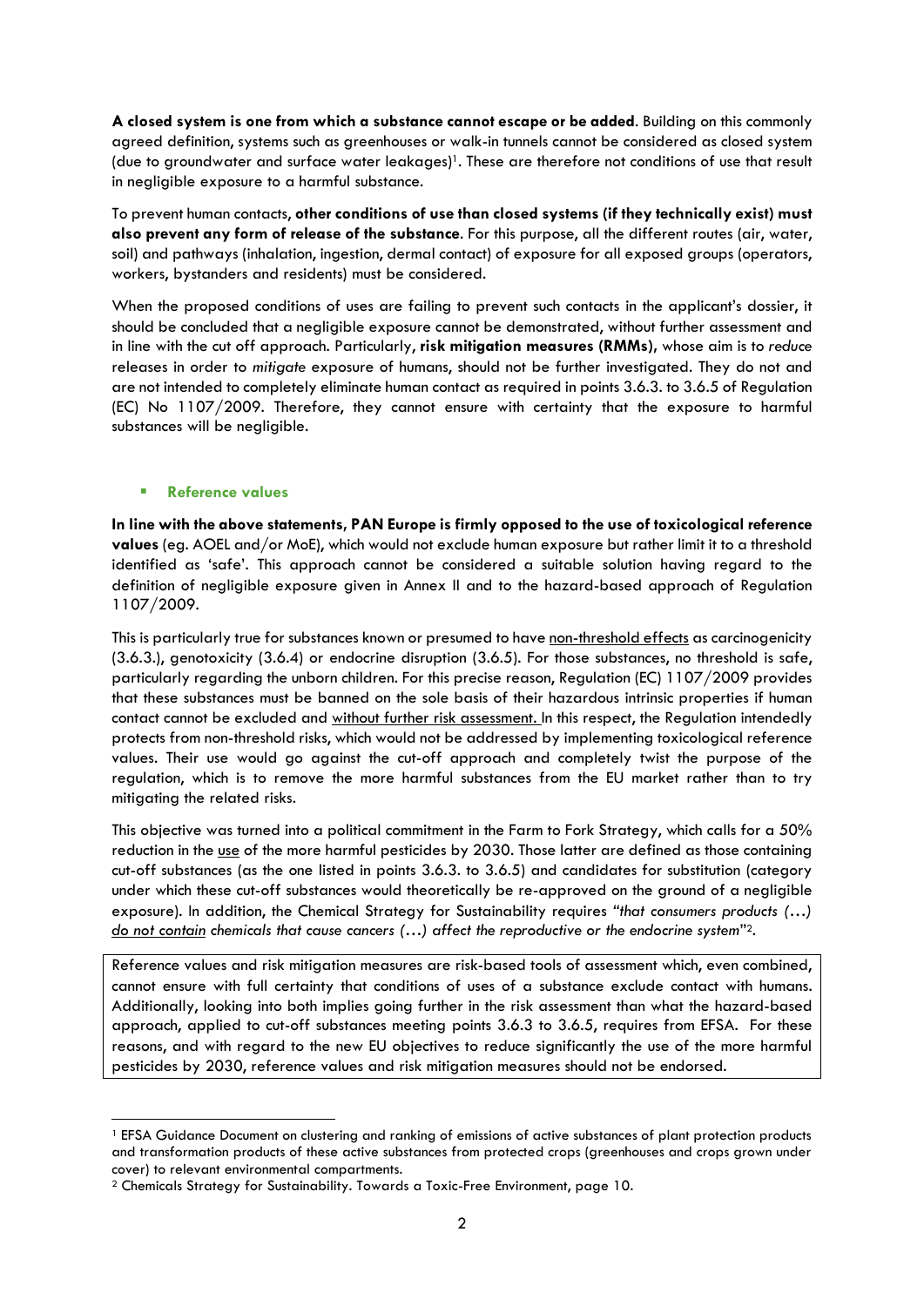**A closed system is one from which a substance cannot escape or be added**. Building on this commonly agreed definition, systems such as greenhouses or walk-in tunnels cannot be considered as closed system (due to groundwater and surface water leakages)[1]. These are therefore not conditions of use that result in negligible exposure to a harmful substance.

To prevent human contacts, **other conditions of use than closed systems (if they technically exist) must also prevent any form of release of the substance**. For this purpose, all the different routes (air, water, soil) and pathways (inhalation, ingestion, dermal contact) of exposure for all exposed groups (operators, workers, bystanders and residents) must be considered.

When the proposed conditions of uses are failing to prevent such contacts in the applicant's dossier, it should be concluded that a negligible exposure cannot be demonstrated, without further assessment and in line with the cut off approach. Particularly, **risk mitigation measures (RMMs)**, whose aim is to *reduce* releases in order to *mitigate* exposure of humans, should not be further investigated. They do not and are not intended to completely eliminate human contact as required in points 3.6.3. to 3.6.5 of Regulation (EC) No 1107/2009. Therefore, they cannot ensure with certainty that the exposure to harmful substances will be negligible.

- **Reference values**

**In line with the above statements, PAN Europe is firmly opposed to the use of toxicological reference values** (eg. AOEL and/or MoE), which would not exclude human exposure but rather limit it to a threshold identified as 'safe'. This approach cannot be considered a suitable solution having regard to the definition of negligible exposure given in Annex II and to the hazard-based approach of Regulation 1107/2009.

This is particularly true for substances known or presumed to have non-threshold effects as carcinogenicity (3.6.3.), genotoxicity (3.6.4) or endocrine disruption (3.6.5). For those substances, no threshold is safe, particularly regarding the unborn children. For this precise reason, Regulation (EC) 1107/2009 provides that these substances must be banned on the sole basis of their hazardous intrinsic properties if human contact cannot be excluded and without further risk assessment. In this respect, the Regulation intendedly protects from non-threshold risks, which would not be addressed by implementing toxicological reference values. Their use would go against the cut-off approach and completely twist the purpose of the regulation, which is to remove the more harmful substances from the EU market rather than to try mitigating the related risks.

This objective was turned into a political commitment in the Farm to Fork Strategy, which calls for a 50% reduction in the use of the more harmful pesticides by 2030. Those latter are defined as those containing cut-off substances (as the one listed in points 3.6.3. to 3.6.5) and candidates for substitution (category under which these cut-off substances would theoretically be re-approved on the ground of a negligible exposure). In addition, the Chemical Strategy for Sustainability requires "*that consumers products (…) do not contain chemicals that cause cancers (…) affect the reproductive or the endocrine system*"[2].

> Reference values and risk mitigation measures are risk-based tools of assessment which, even combined, cannot ensure with full certainty that conditions of uses of a substance exclude contact with humans. Additionally, looking into both implies going further in the risk assessment than what the hazard-based approach, applied to cut-off substances meeting points 3.6.3 to 3.6.5, requires from EFSA. For these reasons, and with regard to the new EU objectives to reduce significantly the use of the more harmful pesticides by 2030, reference values and risk mitigation measures should not be endorsed.

[1] EFSA Guidance Document on clustering and ranking of emissions of active substances of plant protection products and transformation products of these active substances from protected crops (greenhouses and crops grown under cover) to relevant environmental compartments.

[2] Chemicals Strategy for Sustainability. Towards a Toxic-Free Environment, page 10.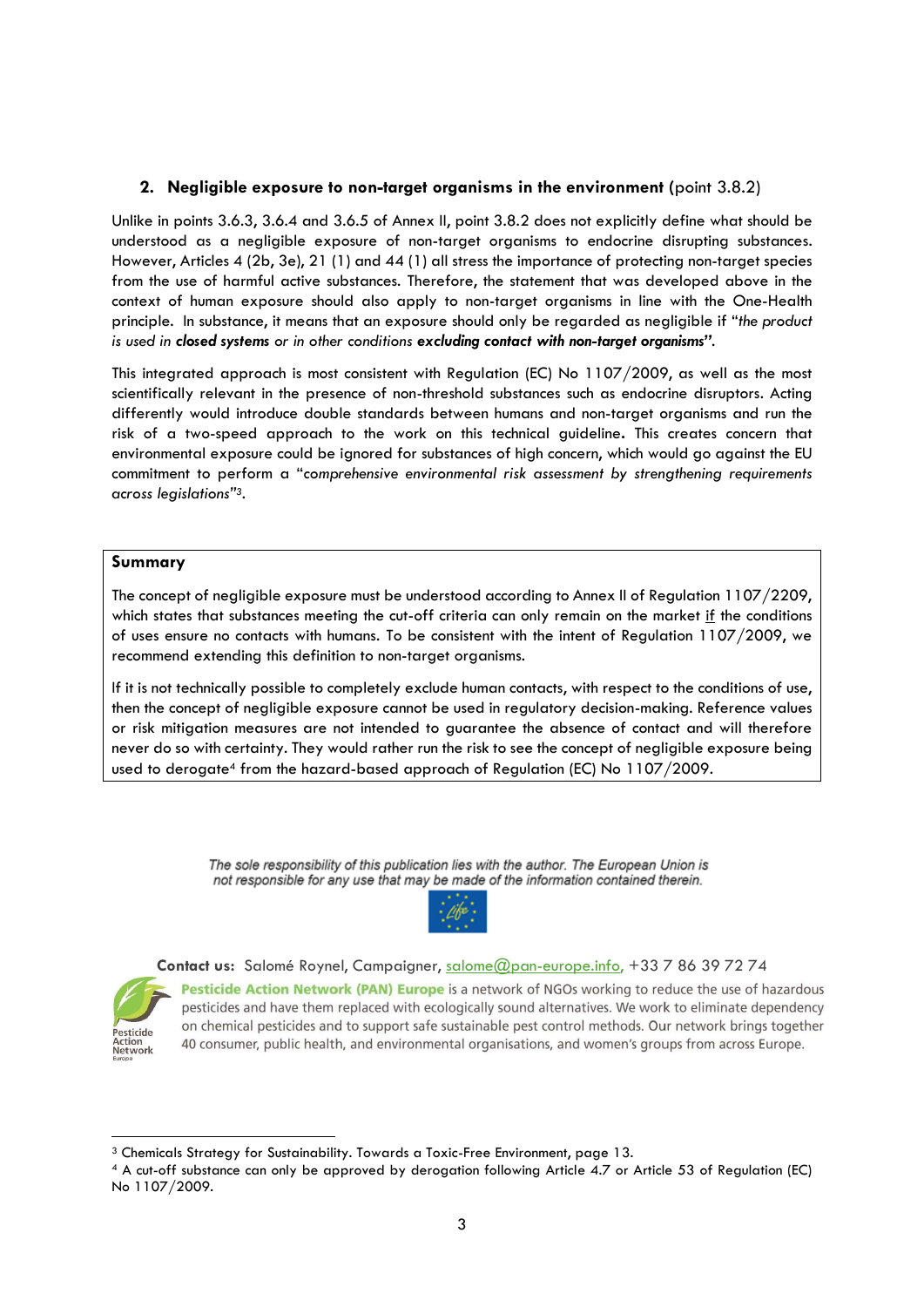## 2. Negligible exposure to non-target organisms in the environment (point 3.8.2)

Unlike in points 3.6.3, 3.6.4 and 3.6.5 of Annex II, point 3.8.2 does not explicitly define what should be understood as a negligible exposure of non-target organisms to endocrine disrupting substances. However, Articles 4 (2b, 3e), 21 (1) and 44 (1) all stress the importance of protecting non-target species from the use of harmful active substances. Therefore, the statement that was developed above in the context of human exposure should also apply to non-target organisms in line with the One-Health principle. In substance, it means that an exposure should only be regarded as negligible if "*the product is used in **closed systems** or in other conditions **excluding contact with non-target organisms***".

This integrated approach is most consistent with Regulation (EC) No 1107/2009, as well as the most scientifically relevant in the presence of non-threshold substances such as endocrine disruptors. Acting differently would introduce double standards between humans and non-target organisms and run the risk of a two-speed approach to the work on this technical guideline**.** This creates concern that environmental exposure could be ignored for substances of high concern, which would go against the EU commitment to perform a "*comprehensive environmental risk assessment by strengthening requirements across legislations*"[3].

**Summary**

The concept of negligible exposure must be understood according to Annex II of Regulation 1107/2209, which states that substances meeting the cut-off criteria can only remain on the market if the conditions of uses ensure no contacts with humans. To be consistent with the intent of Regulation 1107/2009, we recommend extending this definition to non-target organisms.

If it is not technically possible to completely exclude human contacts, with respect to the conditions of use, then the concept of negligible exposure cannot be used in regulatory decision-making. Reference values or risk mitigation measures are not intended to guarantee the absence of contact and will therefore never do so with certainty. They would rather run the risk to see the concept of negligible exposure being used to derogate[4] from the hazard-based approach of Regulation (EC) No 1107/2009.

*The sole responsibility of this publication lies with the author. The European Union is not responsible for any use that may be made of the information contained therein.*

**Contact us:** Salomé Roynel, Campaigner, salome@pan-europe.info, +33 7 86 39 72 74

**Pesticide Action Network (PAN) Europe** is a network of NGOs working to reduce the use of hazardous pesticides and have them replaced with ecologically sound alternatives. We work to eliminate dependency on chemical pesticides and to support safe sustainable pest control methods. Our network brings together 40 consumer, public health, and environmental organisations, and women's groups from across Europe.

---

[3] Chemicals Strategy for Sustainability. Towards a Toxic-Free Environment, page 13.

[4] A cut-off substance can only be approved by derogation following Article 4.7 or Article 53 of Regulation (EC) No 1107/2009.